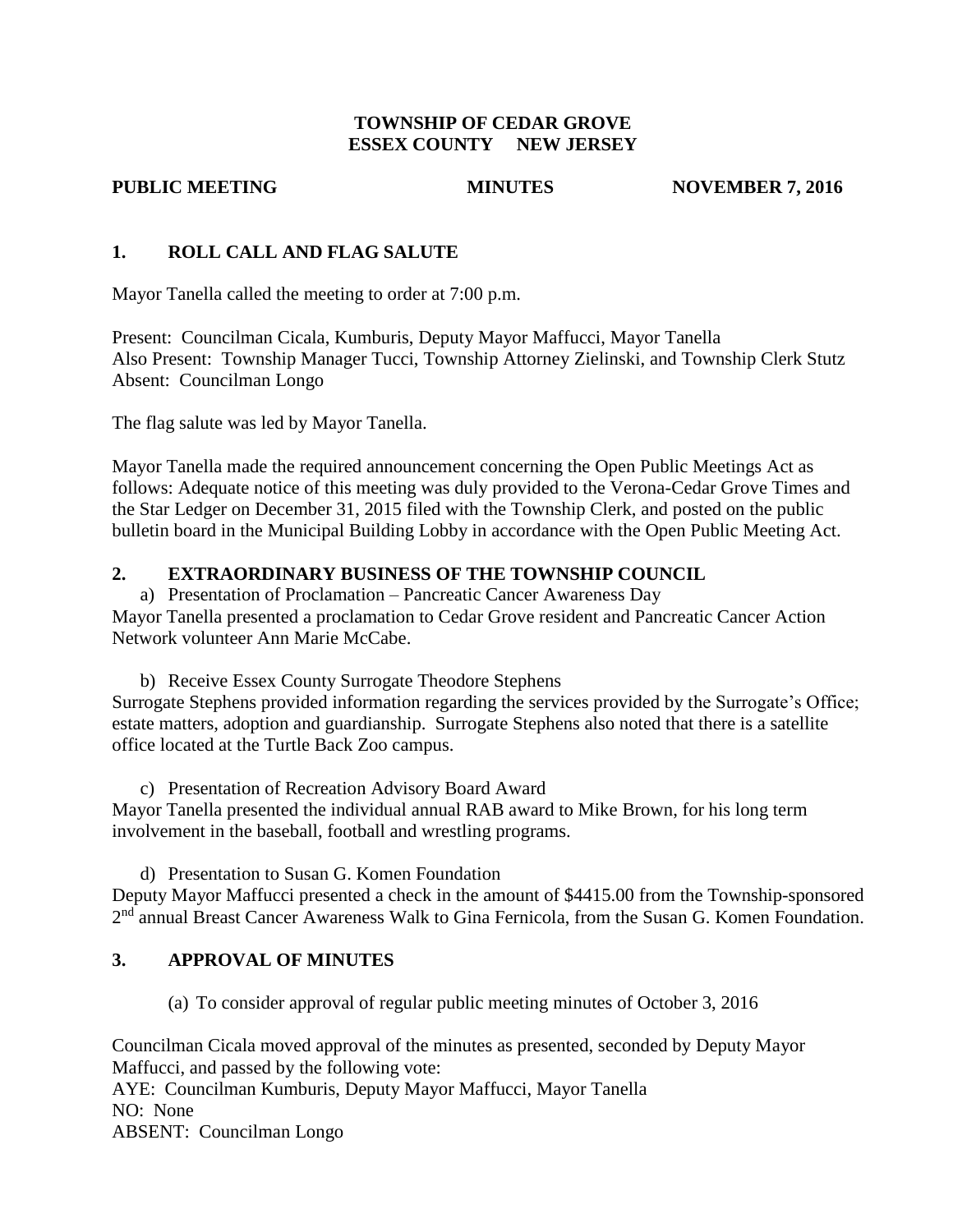**TOWNSHIP OF CEDAR GROVE**
**ESSEX COUNTY NEW JERSEY**

**PUBLIC MEETING MINUTES NOVEMBER 7, 2016**

## 1. ROLL CALL AND FLAG SALUTE

Mayor Tanella called the meeting to order at 7:00 p.m.

Present: Councilman Cicala, Kumburis, Deputy Mayor Maffucci, Mayor Tanella
Also Present: Township Manager Tucci, Township Attorney Zielinski, and Township Clerk Stutz
Absent: Councilman Longo

The flag salute was led by Mayor Tanella.

Mayor Tanella made the required announcement concerning the Open Public Meetings Act as follows: Adequate notice of this meeting was duly provided to the Verona-Cedar Grove Times and the Star Ledger on December 31, 2015 filed with the Township Clerk, and posted on the public bulletin board in the Municipal Building Lobby in accordance with the Open Public Meeting Act.

## 2. EXTRAORDINARY BUSINESS OF THE TOWNSHIP COUNCIL

a) Presentation of Proclamation – Pancreatic Cancer Awareness Day
Mayor Tanella presented a proclamation to Cedar Grove resident and Pancreatic Cancer Action Network volunteer Ann Marie McCabe.

b) Receive Essex County Surrogate Theodore Stephens
Surrogate Stephens provided information regarding the services provided by the Surrogate's Office; estate matters, adoption and guardianship. Surrogate Stephens also noted that there is a satellite office located at the Turtle Back Zoo campus.

c) Presentation of Recreation Advisory Board Award
Mayor Tanella presented the individual annual RAB award to Mike Brown, for his long term involvement in the baseball, football and wrestling programs.

d) Presentation to Susan G. Komen Foundation
Deputy Mayor Maffucci presented a check in the amount of $4415.00 from the Township-sponsored 2nd annual Breast Cancer Awareness Walk to Gina Fernicola, from the Susan G. Komen Foundation.

## 3. APPROVAL OF MINUTES

(a) To consider approval of regular public meeting minutes of October 3, 2016

Councilman Cicala moved approval of the minutes as presented, seconded by Deputy Mayor Maffucci, and passed by the following vote:
AYE: Councilman Kumburis, Deputy Mayor Maffucci, Mayor Tanella
NO: None
ABSENT: Councilman Longo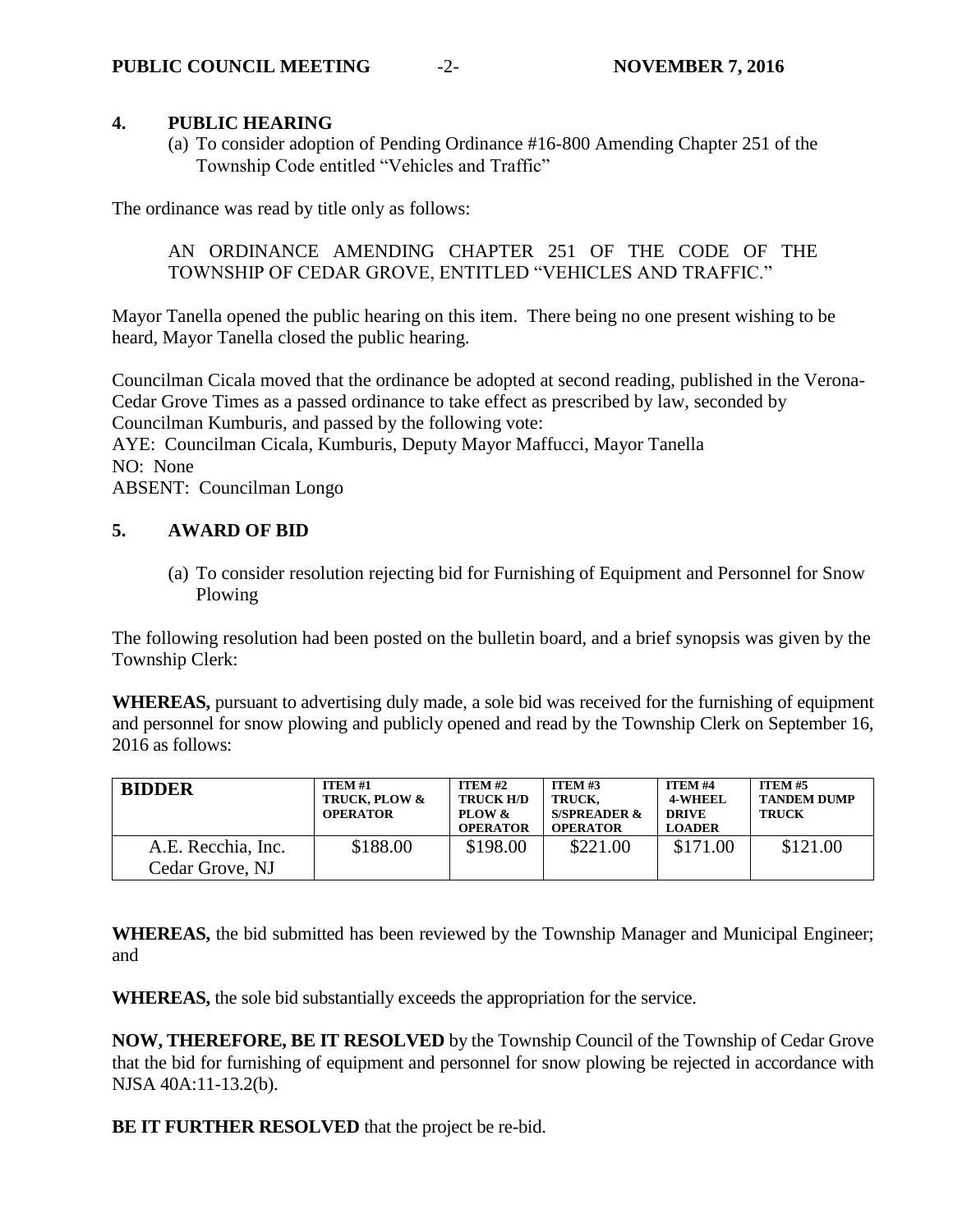## 4. PUBLIC HEARING

(a) To consider adoption of Pending Ordinance #16-800 Amending Chapter 251 of the Township Code entitled "Vehicles and Traffic"

The ordinance was read by title only as follows:

AN ORDINANCE AMENDING CHAPTER 251 OF THE CODE OF THE TOWNSHIP OF CEDAR GROVE, ENTITLED "VEHICLES AND TRAFFIC."

Mayor Tanella opened the public hearing on this item. There being no one present wishing to be heard, Mayor Tanella closed the public hearing.

Councilman Cicala moved that the ordinance be adopted at second reading, published in the Verona-Cedar Grove Times as a passed ordinance to take effect as prescribed by law, seconded by Councilman Kumburis, and passed by the following vote:
AYE: Councilman Cicala, Kumburis, Deputy Mayor Maffucci, Mayor Tanella
NO: None
ABSENT: Councilman Longo

## 5. AWARD OF BID

(a) To consider resolution rejecting bid for Furnishing of Equipment and Personnel for Snow Plowing

The following resolution had been posted on the bulletin board, and a brief synopsis was given by the Township Clerk:

**WHEREAS,** pursuant to advertising duly made, a sole bid was received for the furnishing of equipment and personnel for snow plowing and publicly opened and read by the Township Clerk on September 16, 2016 as follows:

| BIDDER | ITEM #1 TRUCK, PLOW & OPERATOR | ITEM #2 TRUCK H/D PLOW & OPERATOR | ITEM #3 TRUCK, S/SPREADER & OPERATOR | ITEM #4 4-WHEEL DRIVE LOADER | ITEM #5 TANDEM DUMP TRUCK |
|---|---|---|---|---|---|
| A.E. Recchia, Inc. Cedar Grove, NJ | $188.00 | $198.00 | $221.00 | $171.00 | $121.00 |

**WHEREAS,** the bid submitted has been reviewed by the Township Manager and Municipal Engineer; and

**WHEREAS,** the sole bid substantially exceeds the appropriation for the service.

**NOW, THEREFORE, BE IT RESOLVED** by the Township Council of the Township of Cedar Grove that the bid for furnishing of equipment and personnel for snow plowing be rejected in accordance with NJSA 40A:11-13.2(b).

**BE IT FURTHER RESOLVED** that the project be re-bid.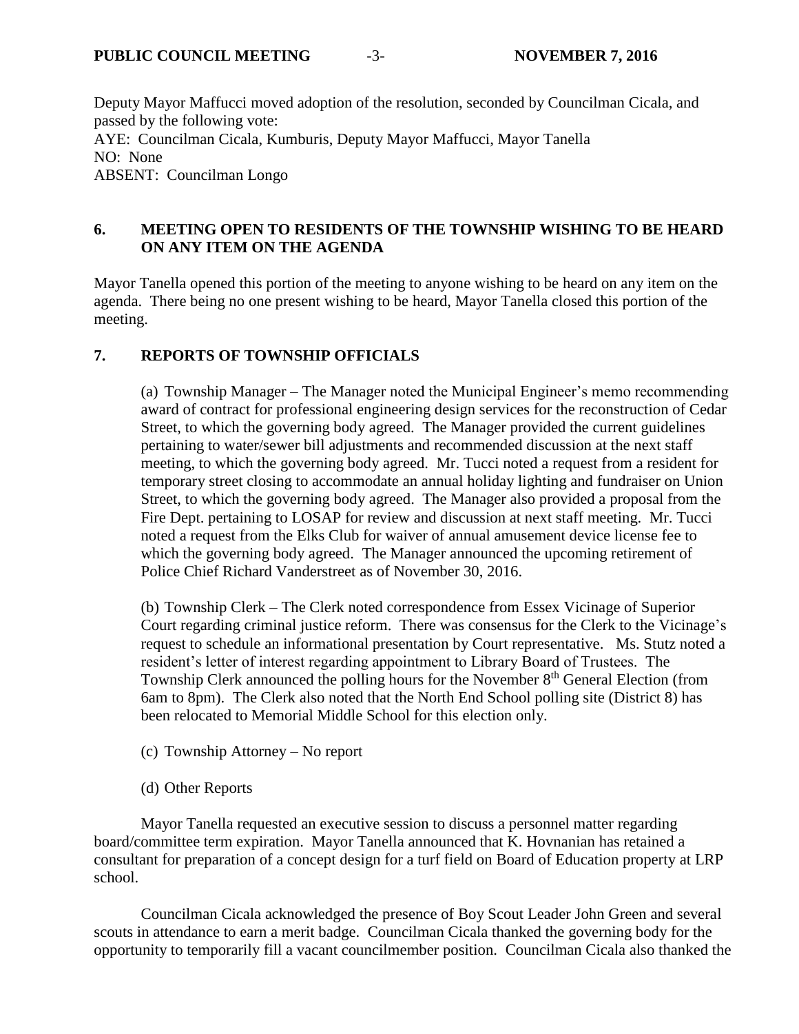Deputy Mayor Maffucci moved adoption of the resolution, seconded by Councilman Cicala, and passed by the following vote:
AYE: Councilman Cicala, Kumburis, Deputy Mayor Maffucci, Mayor Tanella
NO: None
ABSENT: Councilman Longo

## 6. MEETING OPEN TO RESIDENTS OF THE TOWNSHIP WISHING TO BE HEARD ON ANY ITEM ON THE AGENDA

Mayor Tanella opened this portion of the meeting to anyone wishing to be heard on any item on the agenda. There being no one present wishing to be heard, Mayor Tanella closed this portion of the meeting.

## 7. REPORTS OF TOWNSHIP OFFICIALS

(a) Township Manager – The Manager noted the Municipal Engineer's memo recommending award of contract for professional engineering design services for the reconstruction of Cedar Street, to which the governing body agreed. The Manager provided the current guidelines pertaining to water/sewer bill adjustments and recommended discussion at the next staff meeting, to which the governing body agreed. Mr. Tucci noted a request from a resident for temporary street closing to accommodate an annual holiday lighting and fundraiser on Union Street, to which the governing body agreed. The Manager also provided a proposal from the Fire Dept. pertaining to LOSAP for review and discussion at next staff meeting. Mr. Tucci noted a request from the Elks Club for waiver of annual amusement device license fee to which the governing body agreed. The Manager announced the upcoming retirement of Police Chief Richard Vanderstreet as of November 30, 2016.

(b) Township Clerk – The Clerk noted correspondence from Essex Vicinage of Superior Court regarding criminal justice reform. There was consensus for the Clerk to the Vicinage's request to schedule an informational presentation by Court representative. Ms. Stutz noted a resident's letter of interest regarding appointment to Library Board of Trustees. The Township Clerk announced the polling hours for the November 8th General Election (from 6am to 8pm). The Clerk also noted that the North End School polling site (District 8) has been relocated to Memorial Middle School for this election only.

(c) Township Attorney – No report

(d) Other Reports

Mayor Tanella requested an executive session to discuss a personnel matter regarding board/committee term expiration. Mayor Tanella announced that K. Hovnanian has retained a consultant for preparation of a concept design for a turf field on Board of Education property at LRP school.

Councilman Cicala acknowledged the presence of Boy Scout Leader John Green and several scouts in attendance to earn a merit badge. Councilman Cicala thanked the governing body for the opportunity to temporarily fill a vacant councilmember position. Councilman Cicala also thanked the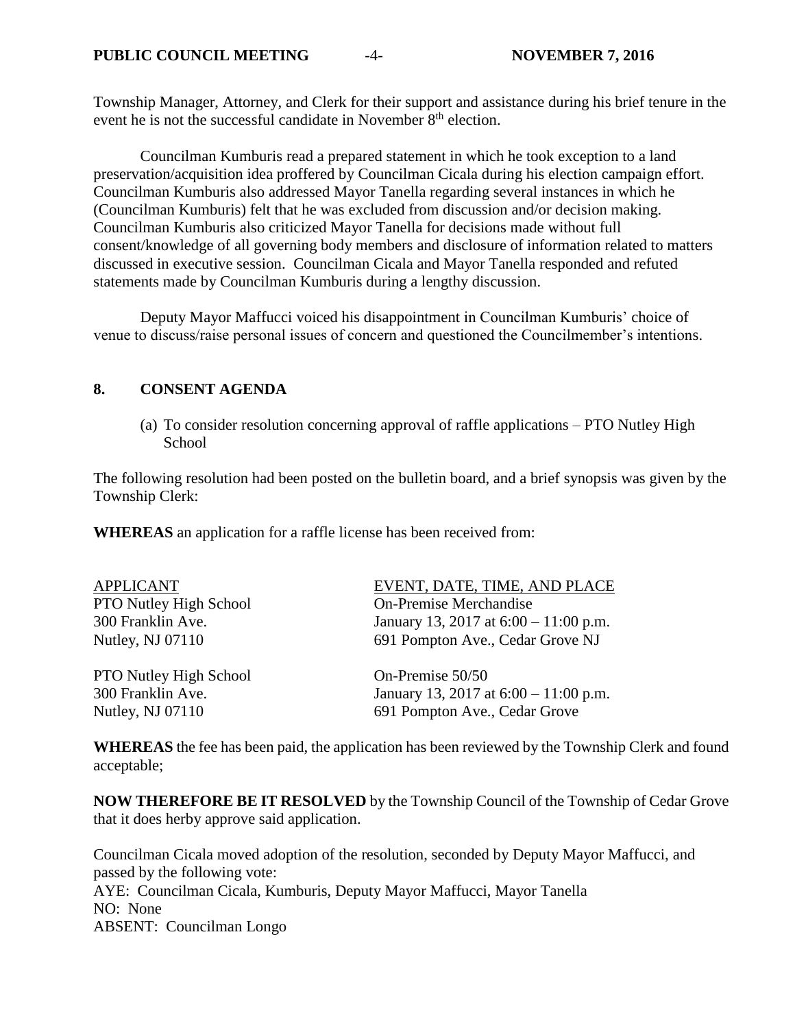Township Manager, Attorney, and Clerk for their support and assistance during his brief tenure in the event he is not the successful candidate in November 8th election.

Councilman Kumburis read a prepared statement in which he took exception to a land preservation/acquisition idea proffered by Councilman Cicala during his election campaign effort. Councilman Kumburis also addressed Mayor Tanella regarding several instances in which he (Councilman Kumburis) felt that he was excluded from discussion and/or decision making. Councilman Kumburis also criticized Mayor Tanella for decisions made without full consent/knowledge of all governing body members and disclosure of information related to matters discussed in executive session. Councilman Cicala and Mayor Tanella responded and refuted statements made by Councilman Kumburis during a lengthy discussion.

Deputy Mayor Maffucci voiced his disappointment in Councilman Kumburis' choice of venue to discuss/raise personal issues of concern and questioned the Councilmember's intentions.

## 8. CONSENT AGENDA

(a) To consider resolution concerning approval of raffle applications – PTO Nutley High School

The following resolution had been posted on the bulletin board, and a brief synopsis was given by the Township Clerk:

**WHEREAS** an application for a raffle license has been received from:

| APPLICANT | EVENT, DATE, TIME, AND PLACE |
|---|---|
| PTO Nutley High School<br>300 Franklin Ave.<br>Nutley, NJ 07110 | On-Premise Merchandise<br>January 13, 2017 at 6:00 – 11:00 p.m.<br>691 Pompton Ave., Cedar Grove NJ |
| PTO Nutley High School<br>300 Franklin Ave.<br>Nutley, NJ 07110 | On-Premise 50/50<br>January 13, 2017 at 6:00 – 11:00 p.m.<br>691 Pompton Ave., Cedar Grove |

**WHEREAS** the fee has been paid, the application has been reviewed by the Township Clerk and found acceptable;

**NOW THEREFORE BE IT RESOLVED** by the Township Council of the Township of Cedar Grove that it does herby approve said application.

Councilman Cicala moved adoption of the resolution, seconded by Deputy Mayor Maffucci, and passed by the following vote:
AYE: Councilman Cicala, Kumburis, Deputy Mayor Maffucci, Mayor Tanella
NO: None
ABSENT: Councilman Longo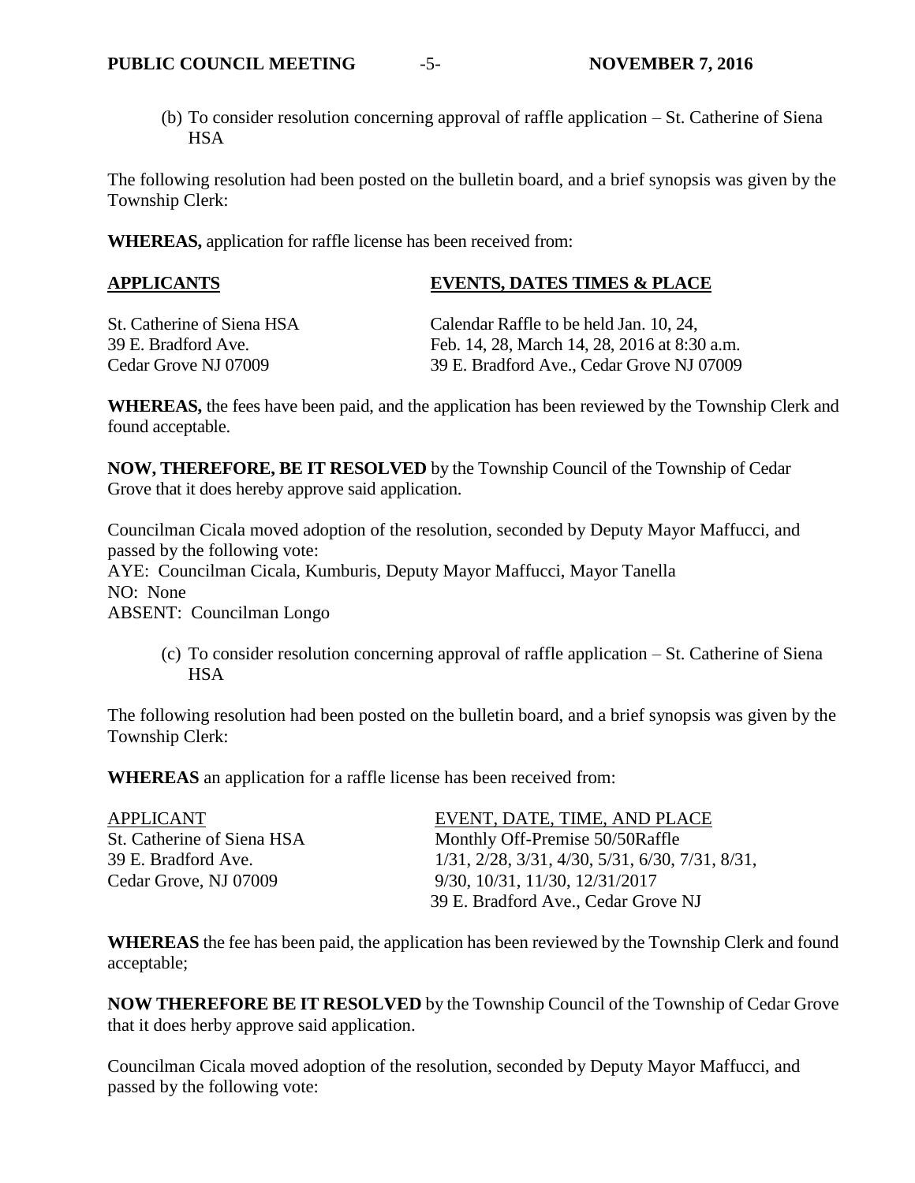(b) To consider resolution concerning approval of raffle application – St. Catherine of Siena HSA

The following resolution had been posted on the bulletin board, and a brief synopsis was given by the Township Clerk:

**WHEREAS,** application for raffle license has been received from:

| **APPLICANTS** | **EVENTS, DATES TIMES & PLACE** |
|---|---|
| St. Catherine of Siena HSA<br>39 E. Bradford Ave.<br>Cedar Grove NJ 07009 | Calendar Raffle to be held Jan. 10, 24,<br>Feb. 14, 28, March 14, 28, 2016 at 8:30 a.m.<br>39 E. Bradford Ave., Cedar Grove NJ 07009 |

**WHEREAS,** the fees have been paid, and the application has been reviewed by the Township Clerk and found acceptable.

**NOW, THEREFORE, BE IT RESOLVED** by the Township Council of the Township of Cedar Grove that it does hereby approve said application.

Councilman Cicala moved adoption of the resolution, seconded by Deputy Mayor Maffucci, and passed by the following vote:
AYE: Councilman Cicala, Kumburis, Deputy Mayor Maffucci, Mayor Tanella
NO: None
ABSENT: Councilman Longo

(c) To consider resolution concerning approval of raffle application – St. Catherine of Siena HSA

The following resolution had been posted on the bulletin board, and a brief synopsis was given by the Township Clerk:

**WHEREAS** an application for a raffle license has been received from:

| APPLICANT | EVENT, DATE, TIME, AND PLACE |
|---|---|
| St. Catherine of Siena HSA<br>39 E. Bradford Ave.<br>Cedar Grove, NJ 07009 | Monthly Off-Premise 50/50Raffle<br>1/31, 2/28, 3/31, 4/30, 5/31, 6/30, 7/31, 8/31,<br>9/30, 10/31, 11/30, 12/31/2017<br>39 E. Bradford Ave., Cedar Grove NJ |

**WHEREAS** the fee has been paid, the application has been reviewed by the Township Clerk and found acceptable;

**NOW THEREFORE BE IT RESOLVED** by the Township Council of the Township of Cedar Grove that it does herby approve said application.

Councilman Cicala moved adoption of the resolution, seconded by Deputy Mayor Maffucci, and passed by the following vote: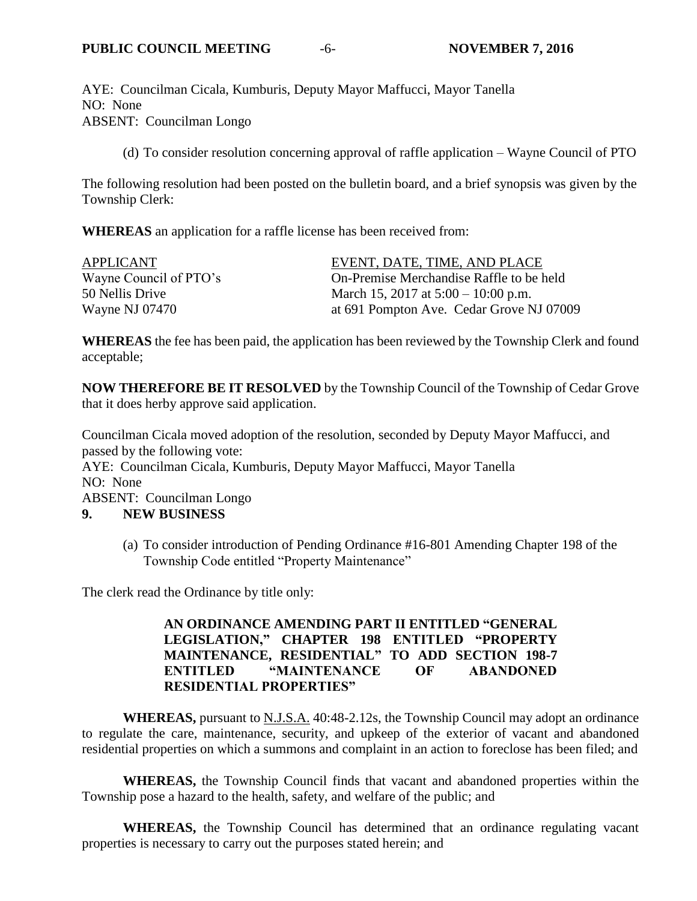AYE: Councilman Cicala, Kumburis, Deputy Mayor Maffucci, Mayor Tanella
NO: None
ABSENT: Councilman Longo

(d) To consider resolution concerning approval of raffle application – Wayne Council of PTO

The following resolution had been posted on the bulletin board, and a brief synopsis was given by the Township Clerk:

**WHEREAS** an application for a raffle license has been received from:

| APPLICANT | EVENT, DATE, TIME, AND PLACE |
|---|---|
| Wayne Council of PTO's | On-Premise Merchandise Raffle to be held |
| 50 Nellis Drive | March 15, 2017 at 5:00 – 10:00 p.m. |
| Wayne NJ 07470 | at 691 Pompton Ave. Cedar Grove NJ 07009 |

**WHEREAS** the fee has been paid, the application has been reviewed by the Township Clerk and found acceptable;

**NOW THEREFORE BE IT RESOLVED** by the Township Council of the Township of Cedar Grove that it does herby approve said application.

Councilman Cicala moved adoption of the resolution, seconded by Deputy Mayor Maffucci, and passed by the following vote:
AYE: Councilman Cicala, Kumburis, Deputy Mayor Maffucci, Mayor Tanella
NO: None
ABSENT: Councilman Longo

## 9. NEW BUSINESS

(a) To consider introduction of Pending Ordinance #16-801 Amending Chapter 198 of the Township Code entitled "Property Maintenance"

The clerk read the Ordinance by title only:

**AN ORDINANCE AMENDING PART II ENTITLED "GENERAL LEGISLATION," CHAPTER 198 ENTITLED "PROPERTY MAINTENANCE, RESIDENTIAL" TO ADD SECTION 198-7 ENTITLED "MAINTENANCE OF ABANDONED RESIDENTIAL PROPERTIES"**

**WHEREAS,** pursuant to N.J.S.A. 40:48-2.12s, the Township Council may adopt an ordinance to regulate the care, maintenance, security, and upkeep of the exterior of vacant and abandoned residential properties on which a summons and complaint in an action to foreclose has been filed; and

**WHEREAS,** the Township Council finds that vacant and abandoned properties within the Township pose a hazard to the health, safety, and welfare of the public; and

**WHEREAS,** the Township Council has determined that an ordinance regulating vacant properties is necessary to carry out the purposes stated herein; and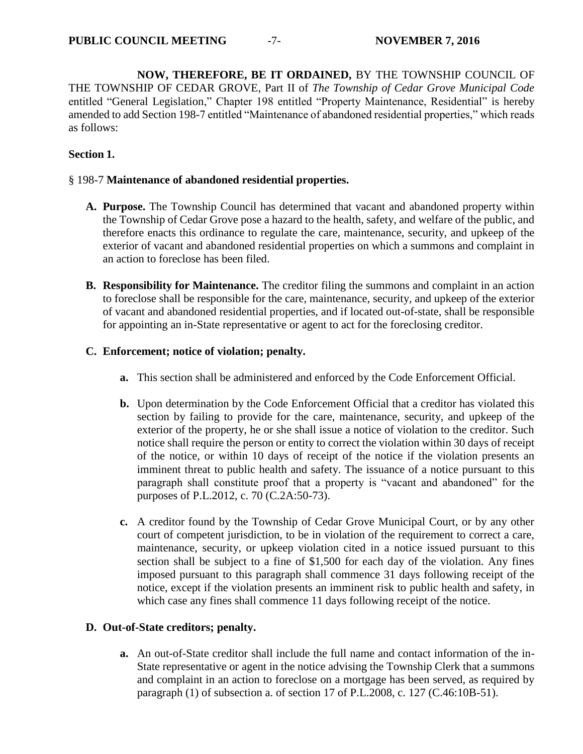**NOW, THEREFORE, BE IT ORDAINED,** BY THE TOWNSHIP COUNCIL OF THE TOWNSHIP OF CEDAR GROVE, Part II of *The Township of Cedar Grove Municipal Code* entitled "General Legislation," Chapter 198 entitled "Property Maintenance, Residential" is hereby amended to add Section 198-7 entitled "Maintenance of abandoned residential properties," which reads as follows:

**Section 1.**

§ 198-7 **Maintenance of abandoned residential properties.**

- **A. Purpose.** The Township Council has determined that vacant and abandoned property within the Township of Cedar Grove pose a hazard to the health, safety, and welfare of the public, and therefore enacts this ordinance to regulate the care, maintenance, security, and upkeep of the exterior of vacant and abandoned residential properties on which a summons and complaint in an action to foreclose has been filed.

- **B. Responsibility for Maintenance.** The creditor filing the summons and complaint in an action to foreclose shall be responsible for the care, maintenance, security, and upkeep of the exterior of vacant and abandoned residential properties, and if located out-of-state, shall be responsible for appointing an in-State representative or agent to act for the foreclosing creditor.

- **C. Enforcement; notice of violation; penalty.**

  - **a.** This section shall be administered and enforced by the Code Enforcement Official.

  - **b.** Upon determination by the Code Enforcement Official that a creditor has violated this section by failing to provide for the care, maintenance, security, and upkeep of the exterior of the property, he or she shall issue a notice of violation to the creditor. Such notice shall require the person or entity to correct the violation within 30 days of receipt of the notice, or within 10 days of receipt of the notice if the violation presents an imminent threat to public health and safety. The issuance of a notice pursuant to this paragraph shall constitute proof that a property is "vacant and abandoned" for the purposes of P.L.2012, c. 70 (C.2A:50-73).

  - **c.** A creditor found by the Township of Cedar Grove Municipal Court, or by any other court of competent jurisdiction, to be in violation of the requirement to correct a care, maintenance, security, or upkeep violation cited in a notice issued pursuant to this section shall be subject to a fine of $1,500 for each day of the violation. Any fines imposed pursuant to this paragraph shall commence 31 days following receipt of the notice, except if the violation presents an imminent risk to public health and safety, in which case any fines shall commence 11 days following receipt of the notice.

- **D. Out-of-State creditors; penalty.**

  - **a.** An out-of-State creditor shall include the full name and contact information of the in-State representative or agent in the notice advising the Township Clerk that a summons and complaint in an action to foreclose on a mortgage has been served, as required by paragraph (1) of subsection a. of section 17 of P.L.2008, c. 127 (C.46:10B-51).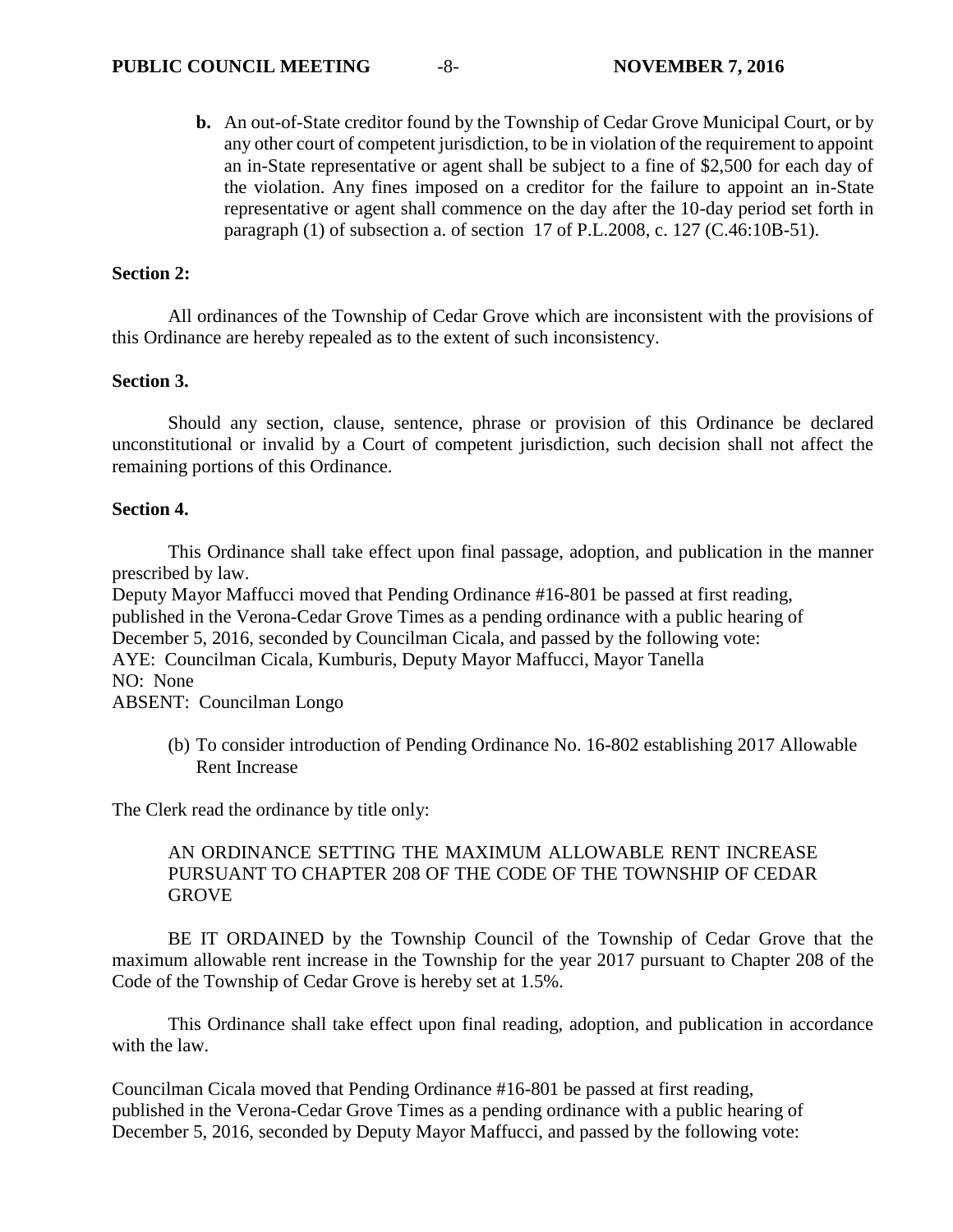**b.** An out-of-State creditor found by the Township of Cedar Grove Municipal Court, or by any other court of competent jurisdiction, to be in violation of the requirement to appoint an in-State representative or agent shall be subject to a fine of $2,500 for each day of the violation. Any fines imposed on a creditor for the failure to appoint an in-State representative or agent shall commence on the day after the 10-day period set forth in paragraph (1) of subsection a. of section 17 of P.L.2008, c. 127 (C.46:10B-51).

**Section 2:**

All ordinances of the Township of Cedar Grove which are inconsistent with the provisions of this Ordinance are hereby repealed as to the extent of such inconsistency.

**Section 3.**

Should any section, clause, sentence, phrase or provision of this Ordinance be declared unconstitutional or invalid by a Court of competent jurisdiction, such decision shall not affect the remaining portions of this Ordinance.

**Section 4.**

This Ordinance shall take effect upon final passage, adoption, and publication in the manner prescribed by law.

Deputy Mayor Maffucci moved that Pending Ordinance #16-801 be passed at first reading, published in the Verona-Cedar Grove Times as a pending ordinance with a public hearing of December 5, 2016, seconded by Councilman Cicala, and passed by the following vote:

AYE: Councilman Cicala, Kumburis, Deputy Mayor Maffucci, Mayor Tanella

NO: None

ABSENT: Councilman Longo

(b) To consider introduction of Pending Ordinance No. 16-802 establishing 2017 Allowable Rent Increase

The Clerk read the ordinance by title only:

AN ORDINANCE SETTING THE MAXIMUM ALLOWABLE RENT INCREASE PURSUANT TO CHAPTER 208 OF THE CODE OF THE TOWNSHIP OF CEDAR GROVE

BE IT ORDAINED by the Township Council of the Township of Cedar Grove that the maximum allowable rent increase in the Township for the year 2017 pursuant to Chapter 208 of the Code of the Township of Cedar Grove is hereby set at 1.5%.

This Ordinance shall take effect upon final reading, adoption, and publication in accordance with the law.

Councilman Cicala moved that Pending Ordinance #16-801 be passed at first reading, published in the Verona-Cedar Grove Times as a pending ordinance with a public hearing of December 5, 2016, seconded by Deputy Mayor Maffucci, and passed by the following vote: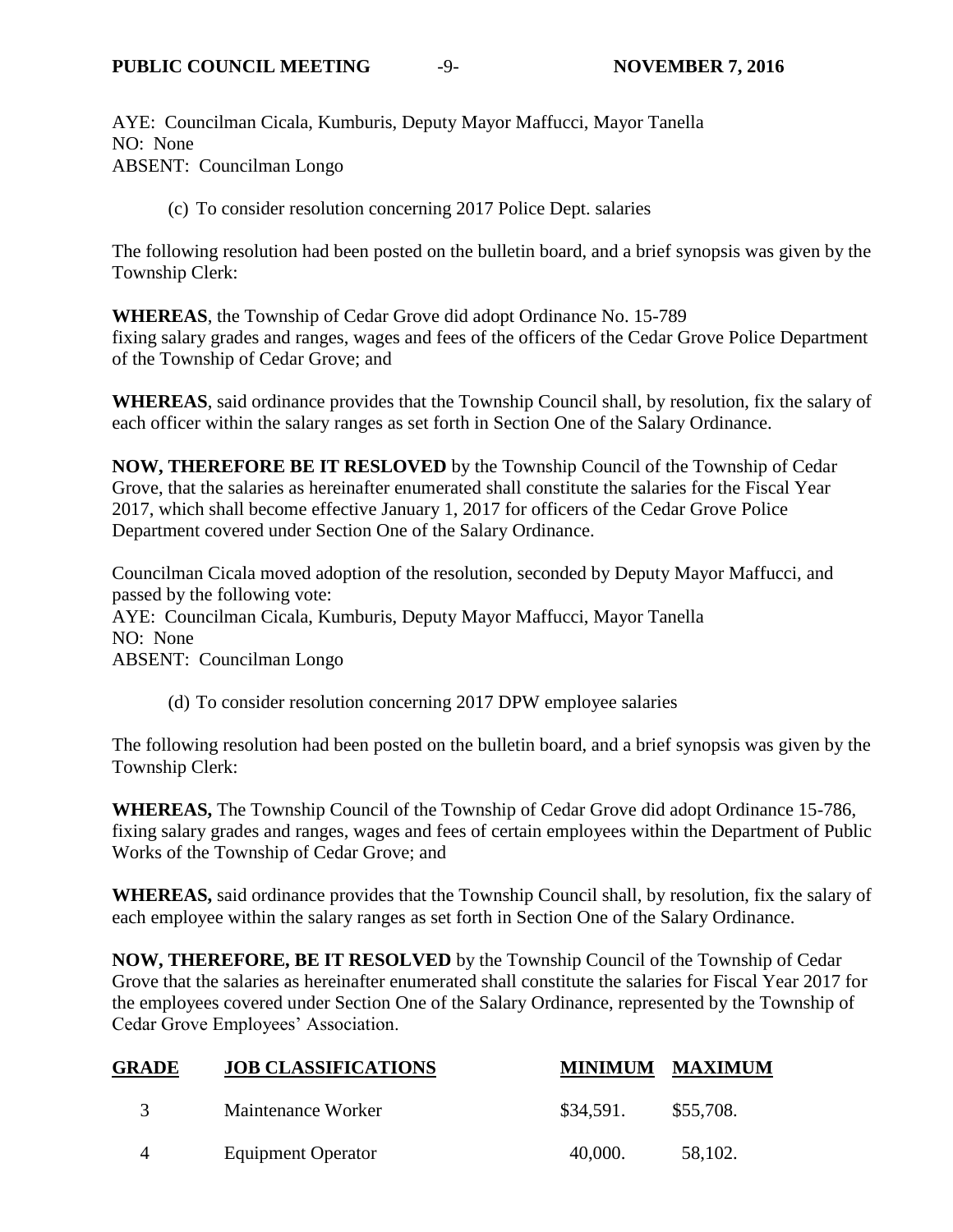AYE: Councilman Cicala, Kumburis, Deputy Mayor Maffucci, Mayor Tanella
NO: None
ABSENT: Councilman Longo

(c) To consider resolution concerning 2017 Police Dept. salaries

The following resolution had been posted on the bulletin board, and a brief synopsis was given by the Township Clerk:

**WHEREAS**, the Township of Cedar Grove did adopt Ordinance No. 15-789 fixing salary grades and ranges, wages and fees of the officers of the Cedar Grove Police Department of the Township of Cedar Grove; and

**WHEREAS**, said ordinance provides that the Township Council shall, by resolution, fix the salary of each officer within the salary ranges as set forth in Section One of the Salary Ordinance.

**NOW, THEREFORE BE IT RESLOVED** by the Township Council of the Township of Cedar Grove, that the salaries as hereinafter enumerated shall constitute the salaries for the Fiscal Year 2017, which shall become effective January 1, 2017 for officers of the Cedar Grove Police Department covered under Section One of the Salary Ordinance.

Councilman Cicala moved adoption of the resolution, seconded by Deputy Mayor Maffucci, and passed by the following vote:
AYE: Councilman Cicala, Kumburis, Deputy Mayor Maffucci, Mayor Tanella
NO: None
ABSENT: Councilman Longo

(d) To consider resolution concerning 2017 DPW employee salaries

The following resolution had been posted on the bulletin board, and a brief synopsis was given by the Township Clerk:

**WHEREAS,** The Township Council of the Township of Cedar Grove did adopt Ordinance 15-786, fixing salary grades and ranges, wages and fees of certain employees within the Department of Public Works of the Township of Cedar Grove; and

**WHEREAS,** said ordinance provides that the Township Council shall, by resolution, fix the salary of each employee within the salary ranges as set forth in Section One of the Salary Ordinance.

**NOW, THEREFORE, BE IT RESOLVED** by the Township Council of the Township of Cedar Grove that the salaries as hereinafter enumerated shall constitute the salaries for Fiscal Year 2017 for the employees covered under Section One of the Salary Ordinance, represented by the Township of Cedar Grove Employees' Association.

| GRADE | JOB CLASSIFICATIONS | MINIMUM | MAXIMUM |
|---|---|---|---|
| 3 | Maintenance Worker | $34,591. | $55,708. |
| 4 | Equipment Operator | 40,000. | 58,102. |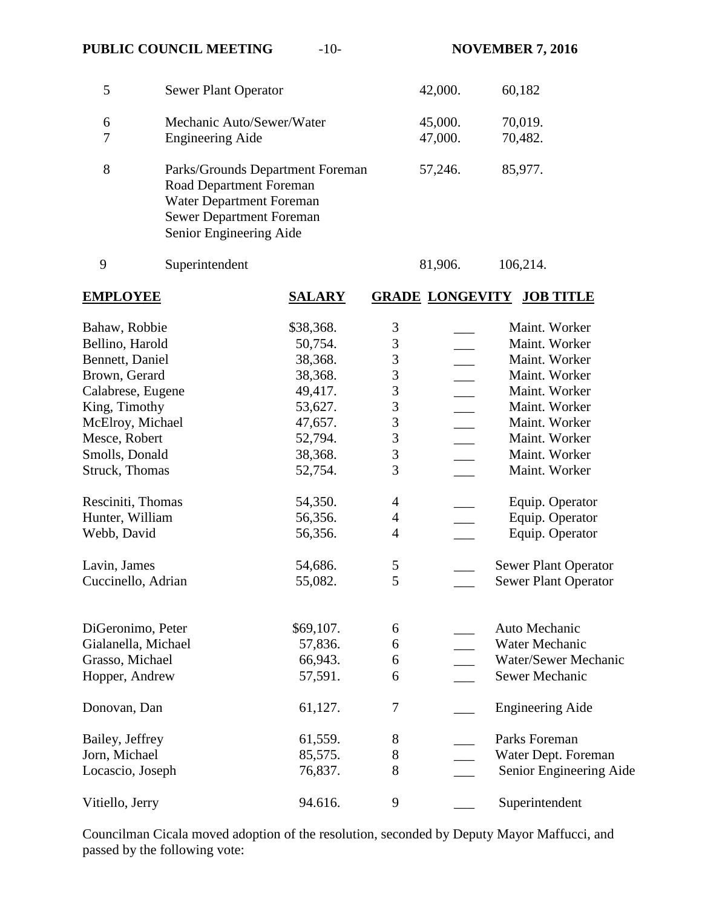| | | | |
|---|---|---|---|
| 5 | Sewer Plant Operator | 42,000. | 60,182 |
| 6 | Mechanic Auto/Sewer/Water | 45,000. | 70,019. |
| 7 | Engineering Aide | 47,000. | 70,482. |
| 8 | Parks/Grounds Department Foreman<br>Road Department Foreman<br>Water Department Foreman<br>Sewer Department Foreman<br>Senior Engineering Aide | 57,246. | 85,977. |
| 9 | Superintendent | 81,906. | 106,214. |

| **EMPLOYEE** | **SALARY** | **GRADE** | **LONGEVITY** | **JOB TITLE** |
|---|---|---|---|---|
| Bahaw, Robbie | $38,368. | 3 | ___ | Maint. Worker |
| Bellino, Harold | 50,754. | 3 | ___ | Maint. Worker |
| Bennett, Daniel | 38,368. | 3 | ___ | Maint. Worker |
| Brown, Gerard | 38,368. | 3 | ___ | Maint. Worker |
| Calabrese, Eugene | 49,417. | 3 | ___ | Maint. Worker |
| King, Timothy | 53,627. | 3 | ___ | Maint. Worker |
| McElroy, Michael | 47,657. | 3 | ___ | Maint. Worker |
| Mesce, Robert | 52,794. | 3 | ___ | Maint. Worker |
| Smolls, Donald | 38,368. | 3 | ___ | Maint. Worker |
| Struck, Thomas | 52,754. | 3 | ___ | Maint. Worker |
| Resciniti, Thomas | 54,350. | 4 | ___ | Equip. Operator |
| Hunter, William | 56,356. | 4 | ___ | Equip. Operator |
| Webb, David | 56,356. | 4 | ___ | Equip. Operator |
| Lavin, James | 54,686. | 5 | ___ | Sewer Plant Operator |
| Cuccinello, Adrian | 55,082. | 5 | ___ | Sewer Plant Operator |
| DiGeronimo, Peter | $69,107. | 6 | ___ | Auto Mechanic |
| Gialanella, Michael | 57,836. | 6 | ___ | Water Mechanic |
| Grasso, Michael | 66,943. | 6 | ___ | Water/Sewer Mechanic |
| Hopper, Andrew | 57,591. | 6 | ___ | Sewer Mechanic |
| Donovan, Dan | 61,127. | 7 | ___ | Engineering Aide |
| Bailey, Jeffrey | 61,559. | 8 | ___ | Parks Foreman |
| Jorn, Michael | 85,575. | 8 | ___ | Water Dept. Foreman |
| Locascio, Joseph | 76,837. | 8 | ___ | Senior Engineering Aide |
| Vitiello, Jerry | 94.616. | 9 | ___ | Superintendent |

Councilman Cicala moved adoption of the resolution, seconded by Deputy Mayor Maffucci, and passed by the following vote: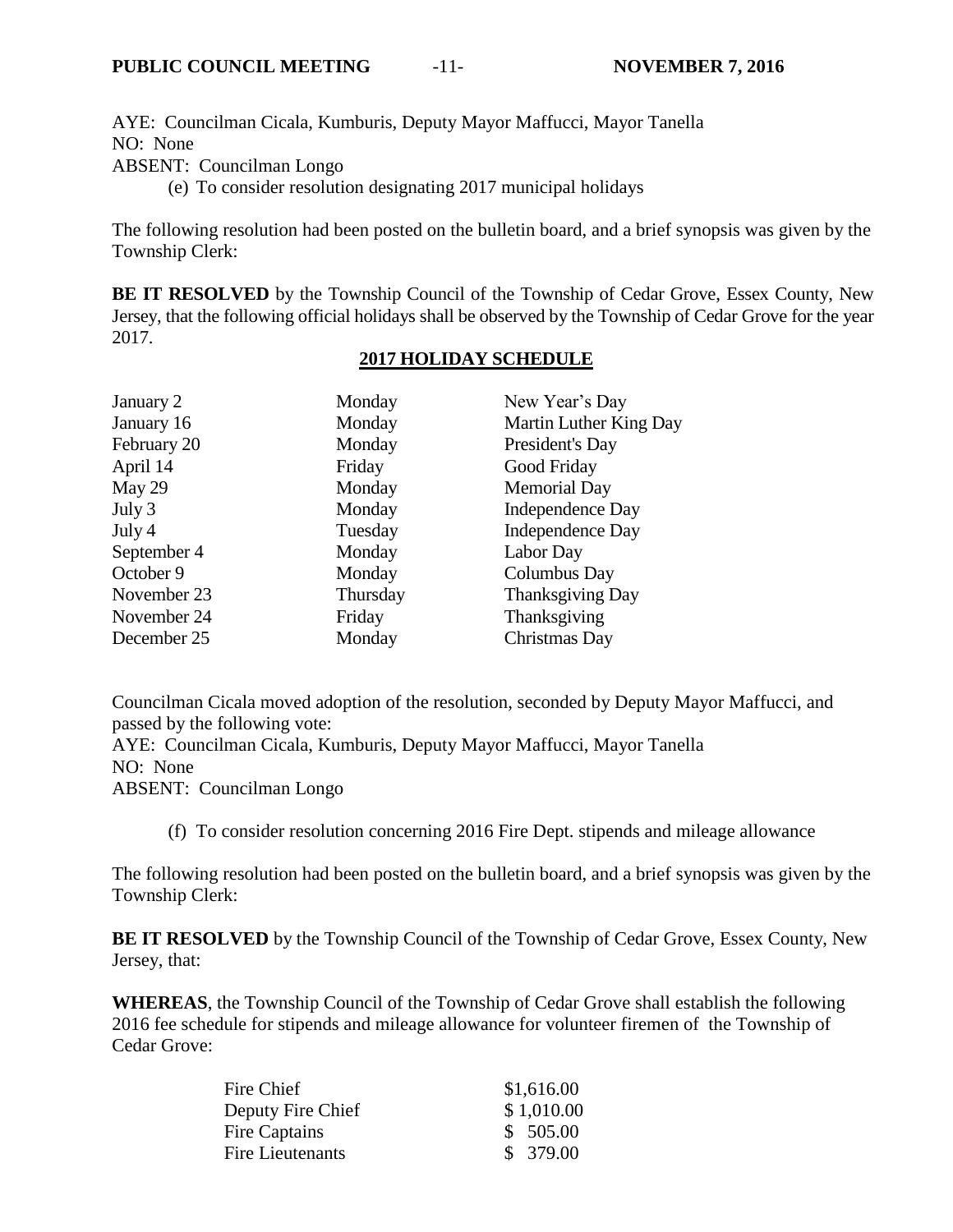AYE: Councilman Cicala, Kumburis, Deputy Mayor Maffucci, Mayor Tanella
NO: None
ABSENT: Councilman Longo

(e) To consider resolution designating 2017 municipal holidays

The following resolution had been posted on the bulletin board, and a brief synopsis was given by the Township Clerk:

**BE IT RESOLVED** by the Township Council of the Township of Cedar Grove, Essex County, New Jersey, that the following official holidays shall be observed by the Township of Cedar Grove for the year 2017.

**2017 HOLIDAY SCHEDULE**

| | | |
|---|---|---|
| January 2 | Monday | New Year's Day |
| January 16 | Monday | Martin Luther King Day |
| February 20 | Monday | President's Day |
| April 14 | Friday | Good Friday |
| May 29 | Monday | Memorial Day |
| July 3 | Monday | Independence Day |
| July 4 | Tuesday | Independence Day |
| September 4 | Monday | Labor Day |
| October 9 | Monday | Columbus Day |
| November 23 | Thursday | Thanksgiving Day |
| November 24 | Friday | Thanksgiving |
| December 25 | Monday | Christmas Day |

Councilman Cicala moved adoption of the resolution, seconded by Deputy Mayor Maffucci, and passed by the following vote:
AYE: Councilman Cicala, Kumburis, Deputy Mayor Maffucci, Mayor Tanella
NO: None
ABSENT: Councilman Longo

(f) To consider resolution concerning 2016 Fire Dept. stipends and mileage allowance

The following resolution had been posted on the bulletin board, and a brief synopsis was given by the Township Clerk:

**BE IT RESOLVED** by the Township Council of the Township of Cedar Grove, Essex County, New Jersey, that:

**WHEREAS**, the Township Council of the Township of Cedar Grove shall establish the following 2016 fee schedule for stipends and mileage allowance for volunteer firemen of the Township of Cedar Grove:

| | |
|---|---|
| Fire Chief | $1,616.00 |
| Deputy Fire Chief | $ 1,010.00 |
| Fire Captains | $ 505.00 |
| Fire Lieutenants | $ 379.00 |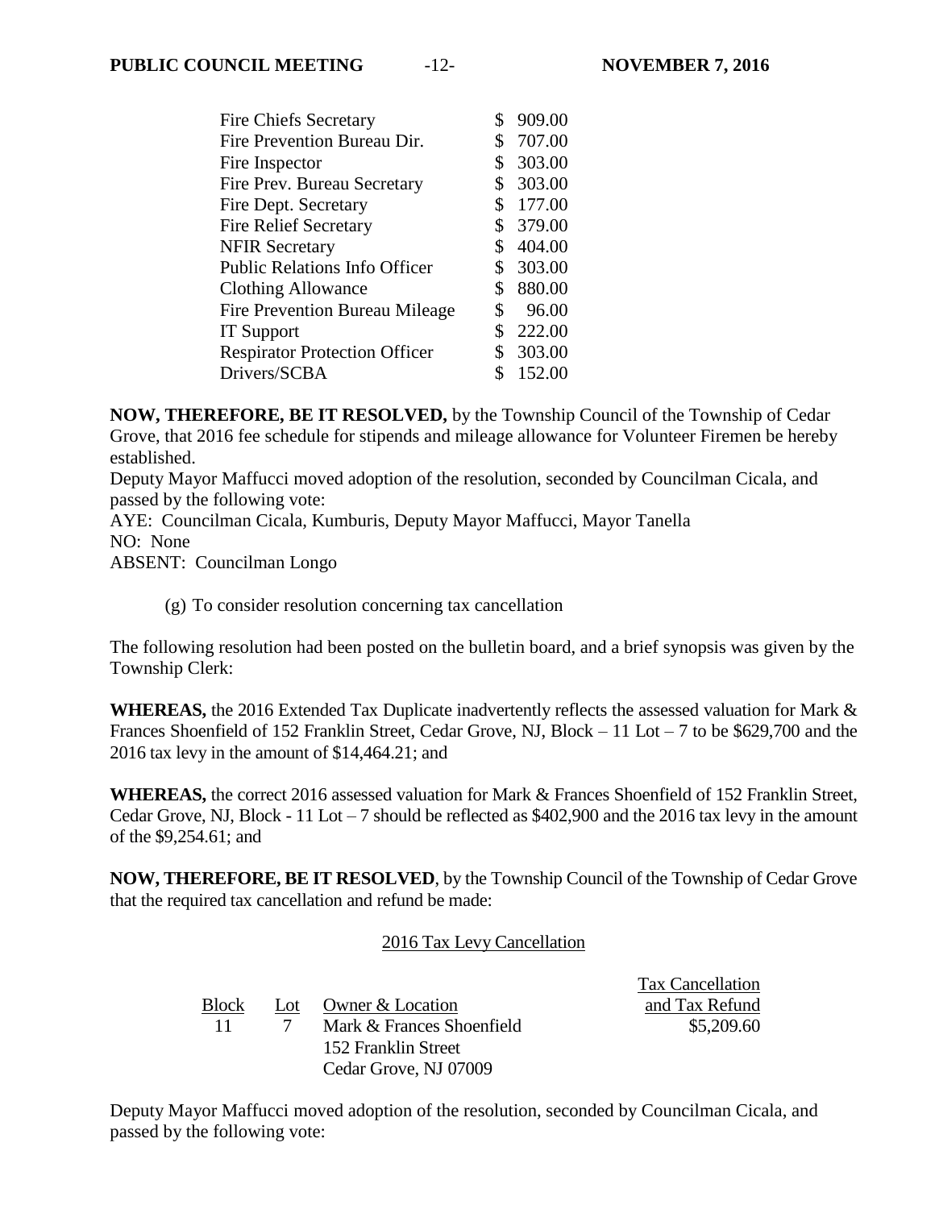| | |
|---|---|
| Fire Chiefs Secretary | $ 909.00 |
| Fire Prevention Bureau Dir. | $ 707.00 |
| Fire Inspector | $ 303.00 |
| Fire Prev. Bureau Secretary | $ 303.00 |
| Fire Dept. Secretary | $ 177.00 |
| Fire Relief Secretary | $ 379.00 |
| NFIR Secretary | $ 404.00 |
| Public Relations Info Officer | $ 303.00 |
| Clothing Allowance | $ 880.00 |
| Fire Prevention Bureau Mileage | $ 96.00 |
| IT Support | $ 222.00 |
| Respirator Protection Officer | $ 303.00 |
| Drivers/SCBA | $ 152.00 |

**NOW, THEREFORE, BE IT RESOLVED,** by the Township Council of the Township of Cedar Grove, that 2016 fee schedule for stipends and mileage allowance for Volunteer Firemen be hereby established.
Deputy Mayor Maffucci moved adoption of the resolution, seconded by Councilman Cicala, and passed by the following vote:
AYE: Councilman Cicala, Kumburis, Deputy Mayor Maffucci, Mayor Tanella
NO: None
ABSENT: Councilman Longo

(g) To consider resolution concerning tax cancellation

The following resolution had been posted on the bulletin board, and a brief synopsis was given by the Township Clerk:

**WHEREAS,** the 2016 Extended Tax Duplicate inadvertently reflects the assessed valuation for Mark & Frances Shoenfield of 152 Franklin Street, Cedar Grove, NJ, Block – 11 Lot – 7 to be $629,700 and the 2016 tax levy in the amount of $14,464.21; and

**WHEREAS,** the correct 2016 assessed valuation for Mark & Frances Shoenfield of 152 Franklin Street, Cedar Grove, NJ, Block - 11 Lot – 7 should be reflected as $402,900 and the 2016 tax levy in the amount of the $9,254.61; and

**NOW, THEREFORE, BE IT RESOLVED**, by the Township Council of the Township of Cedar Grove that the required tax cancellation and refund be made:

2016 Tax Levy Cancellation

| Block | Lot | Owner & Location | Tax Cancellation and Tax Refund |
|---|---|---|---|
| 11 | 7 | Mark & Frances Shoenfield<br>152 Franklin Street<br>Cedar Grove, NJ 07009 | $5,209.60 |

Deputy Mayor Maffucci moved adoption of the resolution, seconded by Councilman Cicala, and passed by the following vote: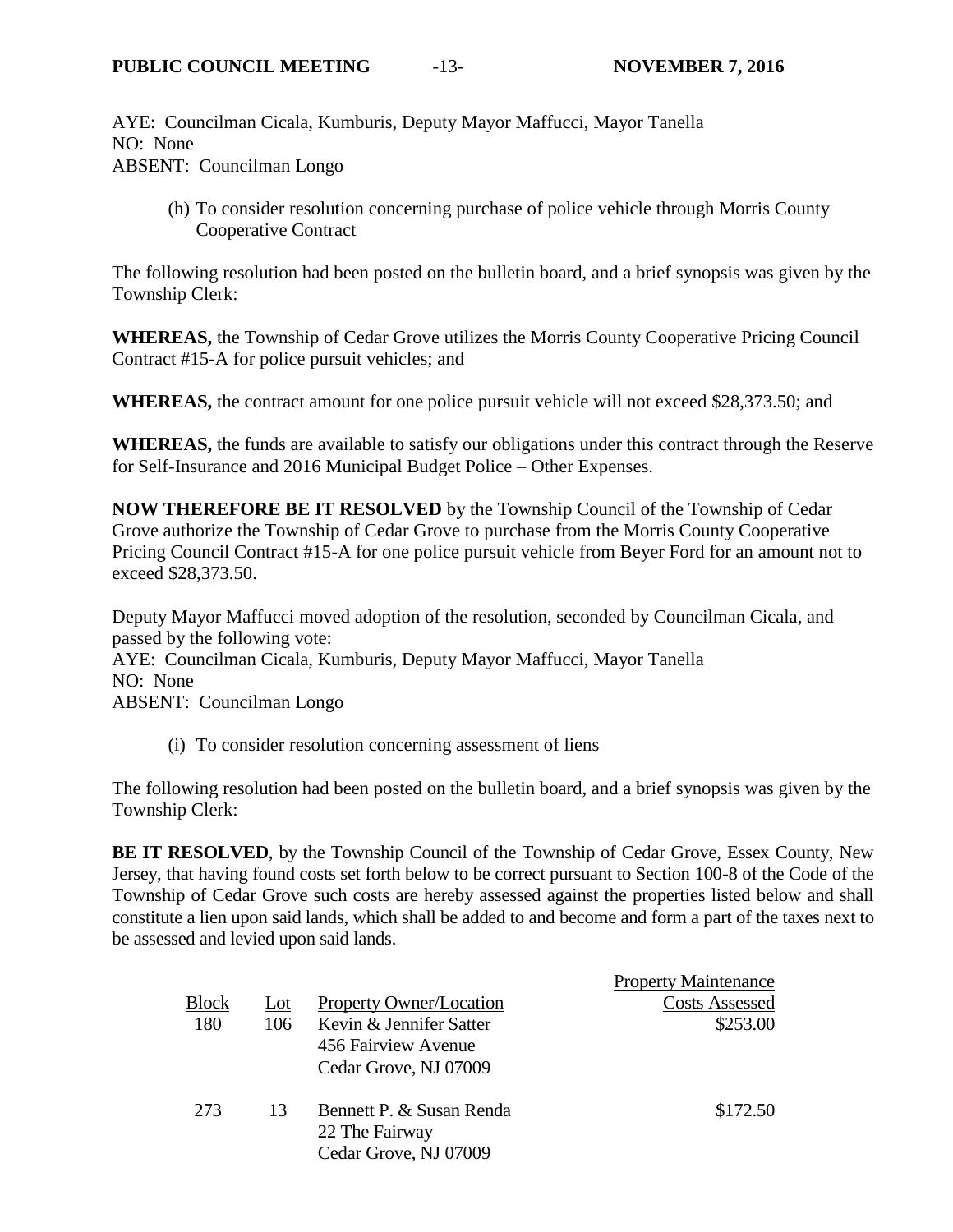AYE: Councilman Cicala, Kumburis, Deputy Mayor Maffucci, Mayor Tanella
NO: None
ABSENT: Councilman Longo

(h) To consider resolution concerning purchase of police vehicle through Morris County Cooperative Contract

The following resolution had been posted on the bulletin board, and a brief synopsis was given by the Township Clerk:

**WHEREAS,** the Township of Cedar Grove utilizes the Morris County Cooperative Pricing Council Contract #15-A for police pursuit vehicles; and

**WHEREAS,** the contract amount for one police pursuit vehicle will not exceed $28,373.50; and

**WHEREAS,** the funds are available to satisfy our obligations under this contract through the Reserve for Self-Insurance and 2016 Municipal Budget Police – Other Expenses.

**NOW THEREFORE BE IT RESOLVED** by the Township Council of the Township of Cedar Grove authorize the Township of Cedar Grove to purchase from the Morris County Cooperative Pricing Council Contract #15-A for one police pursuit vehicle from Beyer Ford for an amount not to exceed $28,373.50.

Deputy Mayor Maffucci moved adoption of the resolution, seconded by Councilman Cicala, and passed by the following vote:
AYE: Councilman Cicala, Kumburis, Deputy Mayor Maffucci, Mayor Tanella
NO: None
ABSENT: Councilman Longo

(i) To consider resolution concerning assessment of liens

The following resolution had been posted on the bulletin board, and a brief synopsis was given by the Township Clerk:

**BE IT RESOLVED**, by the Township Council of the Township of Cedar Grove, Essex County, New Jersey, that having found costs set forth below to be correct pursuant to Section 100-8 of the Code of the Township of Cedar Grove such costs are hereby assessed against the properties listed below and shall constitute a lien upon said lands, which shall be added to and become and form a part of the taxes next to be assessed and levied upon said lands.

| Block | Lot | Property Owner/Location | Property Maintenance Costs Assessed |
|---|---|---|---|
| 180 | 106 | Kevin & Jennifer Satter<br>456 Fairview Avenue<br>Cedar Grove, NJ 07009 | $253.00 |
| 273 | 13 | Bennett P. & Susan Renda<br>22 The Fairway<br>Cedar Grove, NJ 07009 | $172.50 |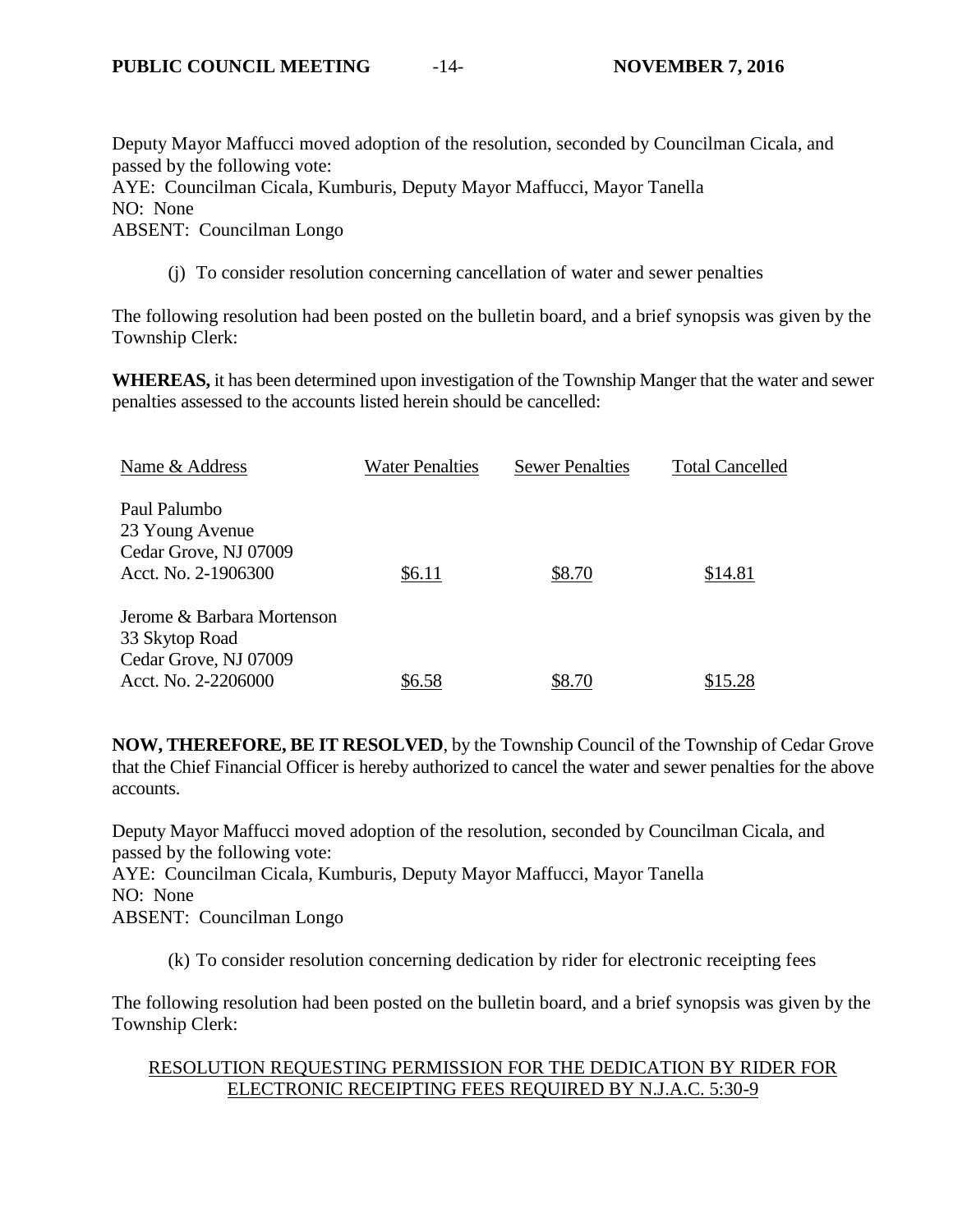Deputy Mayor Maffucci moved adoption of the resolution, seconded by Councilman Cicala, and passed by the following vote:
AYE: Councilman Cicala, Kumburis, Deputy Mayor Maffucci, Mayor Tanella
NO: None
ABSENT: Councilman Longo

(j) To consider resolution concerning cancellation of water and sewer penalties

The following resolution had been posted on the bulletin board, and a brief synopsis was given by the Township Clerk:

**WHEREAS,** it has been determined upon investigation of the Township Manger that the water and sewer penalties assessed to the accounts listed herein should be cancelled:

| Name & Address | Water Penalties | Sewer Penalties | Total Cancelled |
|---|---|---|---|
| Paul Palumbo<br>23 Young Avenue<br>Cedar Grove, NJ 07009<br>Acct. No. 2-1906300 | $6.11 | $8.70 | $14.81 |
| Jerome & Barbara Mortenson<br>33 Skytop Road<br>Cedar Grove, NJ 07009<br>Acct. No. 2-2206000 | $6.58 | $8.70 | $15.28 |

**NOW, THEREFORE, BE IT RESOLVED**, by the Township Council of the Township of Cedar Grove that the Chief Financial Officer is hereby authorized to cancel the water and sewer penalties for the above accounts.

Deputy Mayor Maffucci moved adoption of the resolution, seconded by Councilman Cicala, and passed by the following vote:
AYE: Councilman Cicala, Kumburis, Deputy Mayor Maffucci, Mayor Tanella
NO: None
ABSENT: Councilman Longo

(k) To consider resolution concerning dedication by rider for electronic receipting fees

The following resolution had been posted on the bulletin board, and a brief synopsis was given by the Township Clerk:

RESOLUTION REQUESTING PERMISSION FOR THE DEDICATION BY RIDER FOR ELECTRONIC RECEIPTING FEES REQUIRED BY N.J.A.C. 5:30-9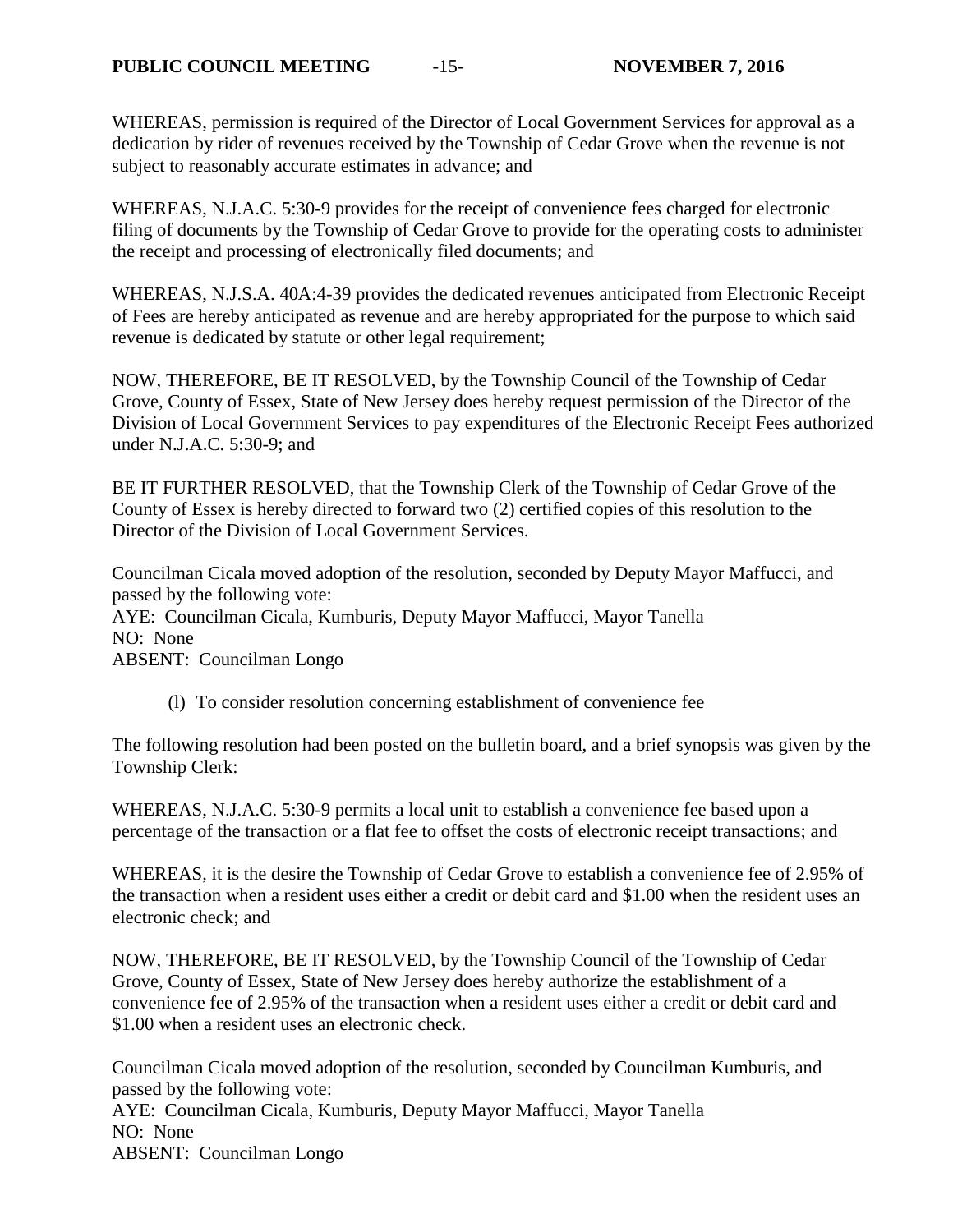WHEREAS, permission is required of the Director of Local Government Services for approval as a dedication by rider of revenues received by the Township of Cedar Grove when the revenue is not subject to reasonably accurate estimates in advance; and

WHEREAS, N.J.A.C. 5:30-9 provides for the receipt of convenience fees charged for electronic filing of documents by the Township of Cedar Grove to provide for the operating costs to administer the receipt and processing of electronically filed documents; and

WHEREAS, N.J.S.A. 40A:4-39 provides the dedicated revenues anticipated from Electronic Receipt of Fees are hereby anticipated as revenue and are hereby appropriated for the purpose to which said revenue is dedicated by statute or other legal requirement;

NOW, THEREFORE, BE IT RESOLVED, by the Township Council of the Township of Cedar Grove, County of Essex, State of New Jersey does hereby request permission of the Director of the Division of Local Government Services to pay expenditures of the Electronic Receipt Fees authorized under N.J.A.C. 5:30-9; and

BE IT FURTHER RESOLVED, that the Township Clerk of the Township of Cedar Grove of the County of Essex is hereby directed to forward two (2) certified copies of this resolution to the Director of the Division of Local Government Services.

Councilman Cicala moved adoption of the resolution, seconded by Deputy Mayor Maffucci, and passed by the following vote:
AYE: Councilman Cicala, Kumburis, Deputy Mayor Maffucci, Mayor Tanella
NO: None
ABSENT: Councilman Longo

(l) To consider resolution concerning establishment of convenience fee

The following resolution had been posted on the bulletin board, and a brief synopsis was given by the Township Clerk:

WHEREAS, N.J.A.C. 5:30-9 permits a local unit to establish a convenience fee based upon a percentage of the transaction or a flat fee to offset the costs of electronic receipt transactions; and

WHEREAS, it is the desire the Township of Cedar Grove to establish a convenience fee of 2.95% of the transaction when a resident uses either a credit or debit card and $1.00 when the resident uses an electronic check; and

NOW, THEREFORE, BE IT RESOLVED, by the Township Council of the Township of Cedar Grove, County of Essex, State of New Jersey does hereby authorize the establishment of a convenience fee of 2.95% of the transaction when a resident uses either a credit or debit card and $1.00 when a resident uses an electronic check.

Councilman Cicala moved adoption of the resolution, seconded by Councilman Kumburis, and passed by the following vote:
AYE: Councilman Cicala, Kumburis, Deputy Mayor Maffucci, Mayor Tanella
NO: None
ABSENT: Councilman Longo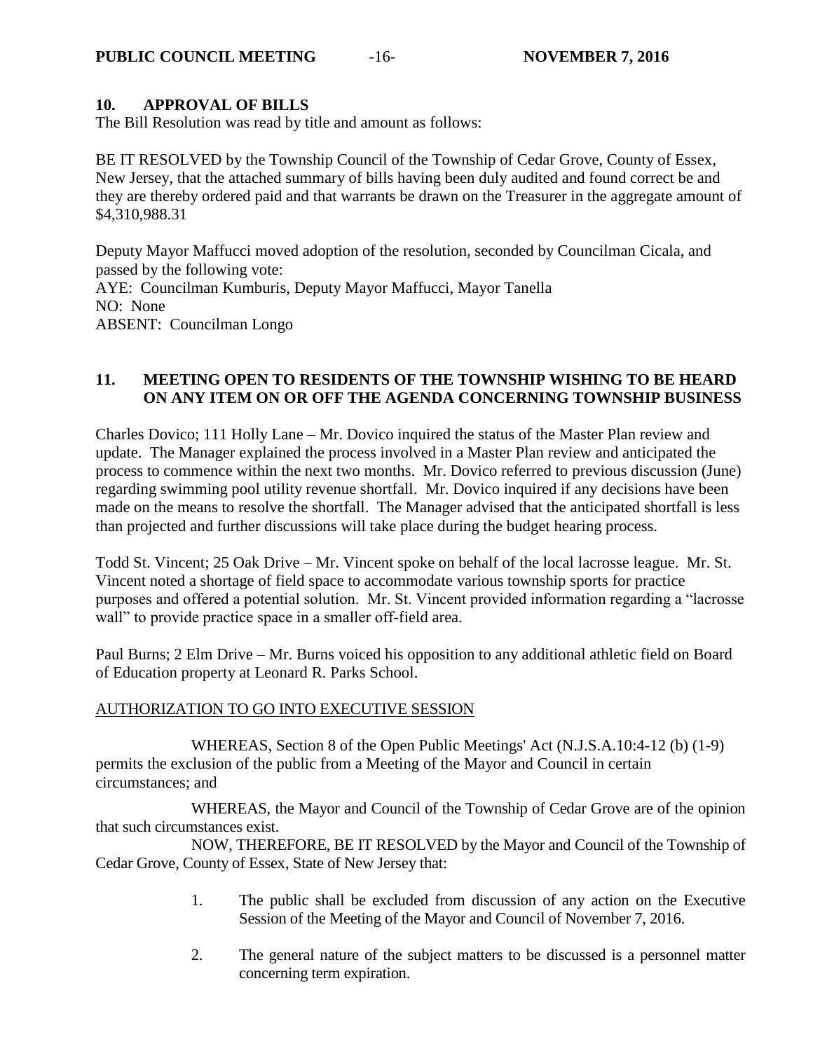## 10. APPROVAL OF BILLS

The Bill Resolution was read by title and amount as follows:

BE IT RESOLVED by the Township Council of the Township of Cedar Grove, County of Essex, New Jersey, that the attached summary of bills having been duly audited and found correct be and they are thereby ordered paid and that warrants be drawn on the Treasurer in the aggregate amount of $4,310,988.31

Deputy Mayor Maffucci moved adoption of the resolution, seconded by Councilman Cicala, and passed by the following vote:
AYE: Councilman Kumburis, Deputy Mayor Maffucci, Mayor Tanella
NO: None
ABSENT: Councilman Longo

## 11. MEETING OPEN TO RESIDENTS OF THE TOWNSHIP WISHING TO BE HEARD ON ANY ITEM ON OR OFF THE AGENDA CONCERNING TOWNSHIP BUSINESS

Charles Dovico; 111 Holly Lane – Mr. Dovico inquired the status of the Master Plan review and update. The Manager explained the process involved in a Master Plan review and anticipated the process to commence within the next two months. Mr. Dovico referred to previous discussion (June) regarding swimming pool utility revenue shortfall. Mr. Dovico inquired if any decisions have been made on the means to resolve the shortfall. The Manager advised that the anticipated shortfall is less than projected and further discussions will take place during the budget hearing process.

Todd St. Vincent; 25 Oak Drive – Mr. Vincent spoke on behalf of the local lacrosse league. Mr. St. Vincent noted a shortage of field space to accommodate various township sports for practice purposes and offered a potential solution. Mr. St. Vincent provided information regarding a "lacrosse wall" to provide practice space in a smaller off-field area.

Paul Burns; 2 Elm Drive – Mr. Burns voiced his opposition to any additional athletic field on Board of Education property at Leonard R. Parks School.

AUTHORIZATION TO GO INTO EXECUTIVE SESSION

WHEREAS, Section 8 of the Open Public Meetings' Act (N.J.S.A.10:4-12 (b) (1-9) permits the exclusion of the public from a Meeting of the Mayor and Council in certain circumstances; and

WHEREAS, the Mayor and Council of the Township of Cedar Grove are of the opinion that such circumstances exist.

NOW, THEREFORE, BE IT RESOLVED by the Mayor and Council of the Township of Cedar Grove, County of Essex, State of New Jersey that:

1. The public shall be excluded from discussion of any action on the Executive Session of the Meeting of the Mayor and Council of November 7, 2016.

2. The general nature of the subject matters to be discussed is a personnel matter concerning term expiration.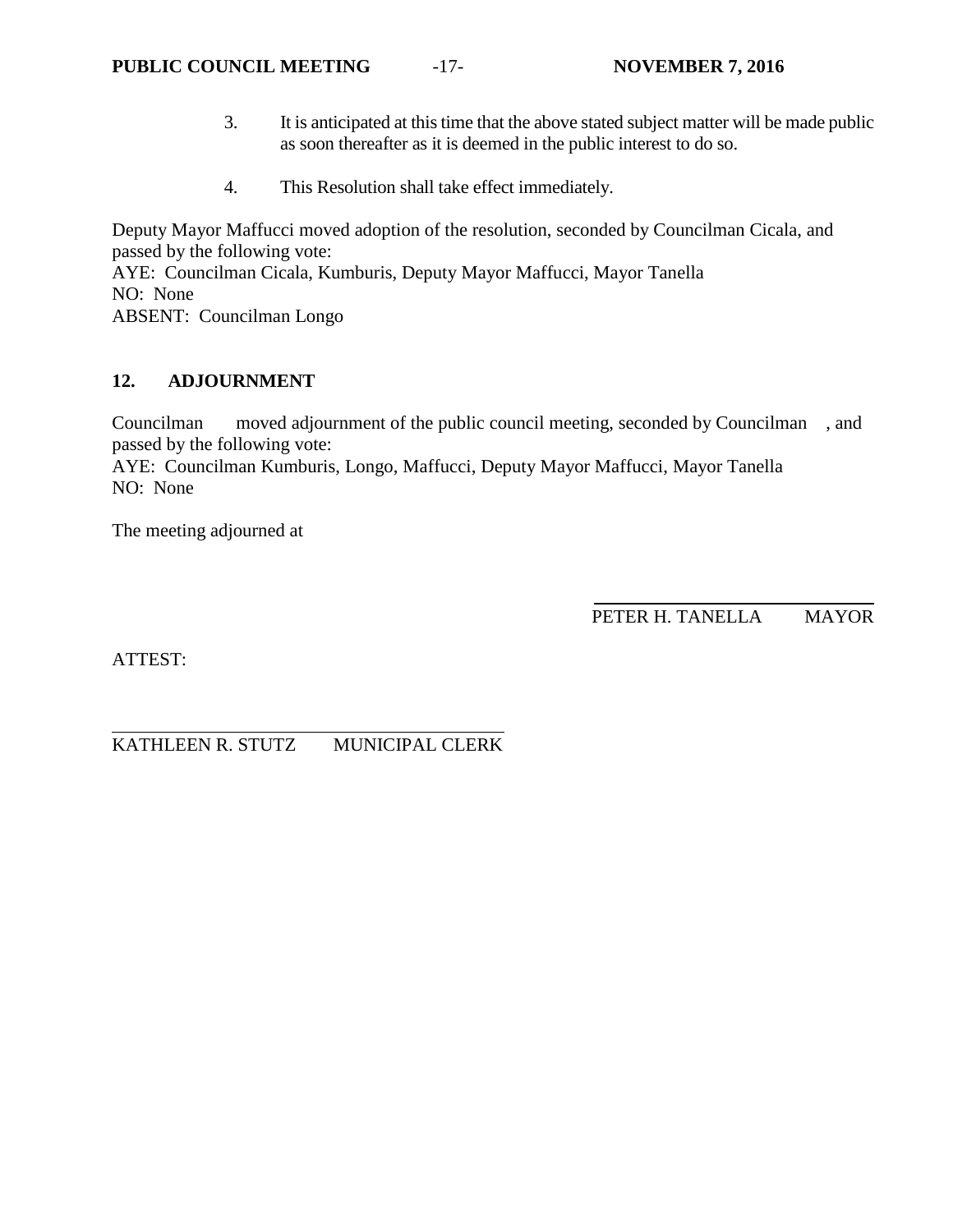3. It is anticipated at this time that the above stated subject matter will be made public as soon thereafter as it is deemed in the public interest to do so.

4. This Resolution shall take effect immediately.

Deputy Mayor Maffucci moved adoption of the resolution, seconded by Councilman Cicala, and passed by the following vote:
AYE: Councilman Cicala, Kumburis, Deputy Mayor Maffucci, Mayor Tanella
NO: None
ABSENT: Councilman Longo

## 12. ADJOURNMENT

Councilman moved adjournment of the public council meeting, seconded by Councilman , and passed by the following vote:
AYE: Councilman Kumburis, Longo, Maffucci, Deputy Mayor Maffucci, Mayor Tanella
NO: None

The meeting adjourned at

PETER H. TANELLA MAYOR

ATTEST:

KATHLEEN R. STUTZ MUNICIPAL CLERK